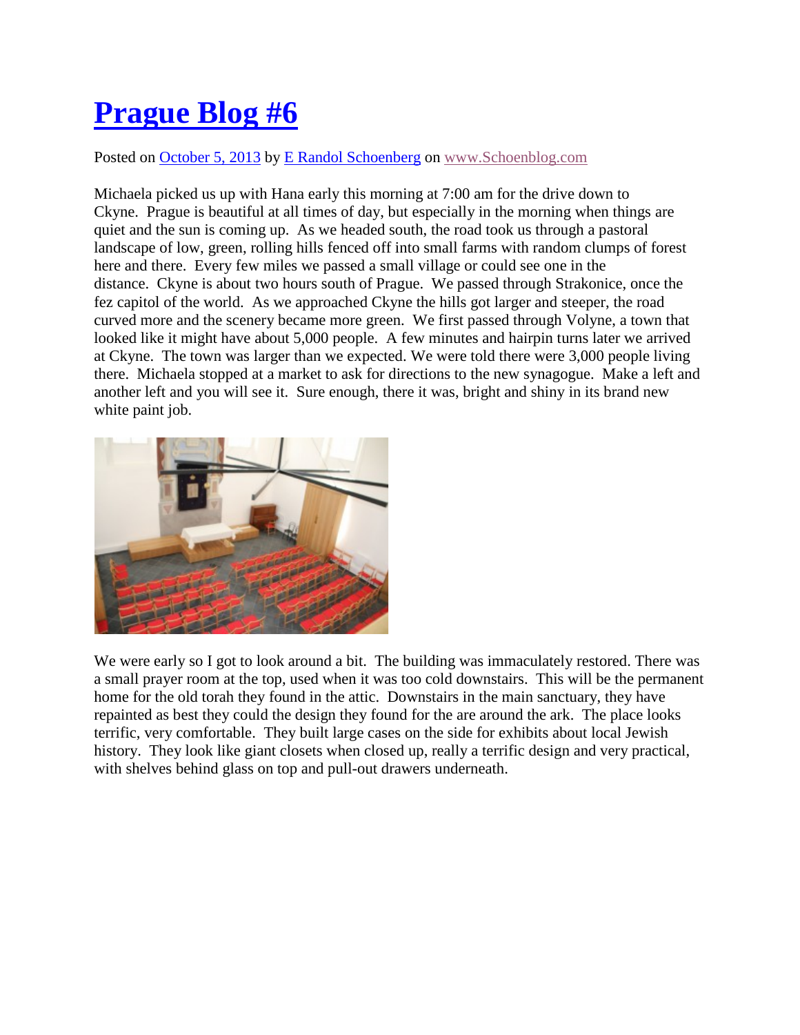# Prague Blog #6

Posted on October 5, 2013 by E Randol Schoenberg on www.Schoenblog.com

Michaela picked us up with Hana early this morning at 7:00 am for the drive down to Ckyne. Prague is beautiful at all times of day, but especially in the morning when things are quiet and the sun is coming up. As we headed south, the road took us through a pastoral landscape of low, green, rolling hills fenced off into small farms with random clumps of forest here and there. Every few miles we passed a small village or could see one in the distance. Ckyne is about two hours south of Prague. We passed through Strakonice, once the fez capitol of the world. As we approached Ckyne the hills got larger and steeper, the road curved more and the scenery became more green. We first passed through Volyne, a town that looked like it might have about 5,000 people. A few minutes and hairpin turns later we arrived at Ckyne. The town was larger than we expected. We were told there were 3,000 people living there. Michaela stopped at a market to ask for directions to the new synagogue. Make a left and another left and you will see it. Sure enough, there it was, bright and shiny in its brand new white paint job.

We were early so I got to look around a bit. The building was immaculately restored. There was a small prayer room at the top, used when it was too cold downstairs. This will be the permanent home for the old torah they found in the attic. Downstairs in the main sanctuary, they have repainted as best they could the design they found for the are around the ark. The place looks terrific, very comfortable. They built large cases on the side for exhibits about local Jewish history. They look like giant closets when closed up, really a terrific design and very practical, with shelves behind glass on top and pull-out drawers underneath.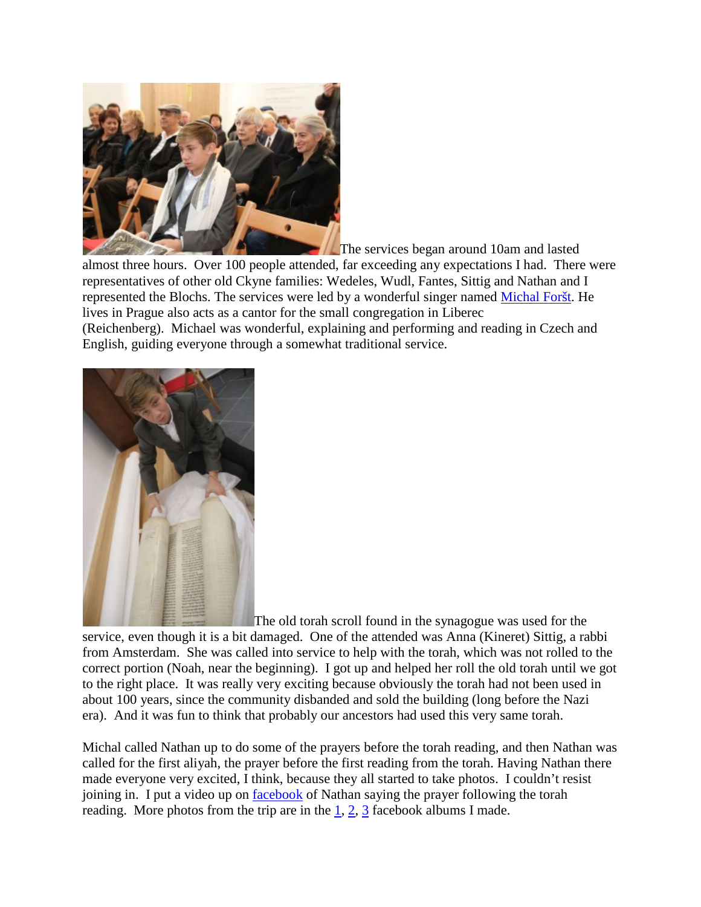The services began around 10am and lasted almost three hours. Over 100 people attended, far exceeding any expectations I had. There were representatives of other old Ckyne families: Wedeles, Wudl, Fantes, Sittig and Nathan and I represented the Blochs. The services were led by a wonderful singer named Michal Foršt. He lives in Prague also acts as a cantor for the small congregation in Liberec (Reichenberg). Michael was wonderful, explaining and performing and reading in Czech and English, guiding everyone through a somewhat traditional service.

The old torah scroll found in the synagogue was used for the service, even though it is a bit damaged. One of the attended was Anna (Kineret) Sittig, a rabbi from Amsterdam. She was called into service to help with the torah, which was not rolled to the correct portion (Noah, near the beginning). I got up and helped her roll the old torah until we got to the right place. It was really very exciting because obviously the torah had not been used in about 100 years, since the community disbanded and sold the building (long before the Nazi era). And it was fun to think that probably our ancestors had used this very same torah.

Michal called Nathan up to do some of the prayers before the torah reading, and then Nathan was called for the first aliyah, the prayer before the first reading from the torah. Having Nathan there made everyone very excited, I think, because they all started to take photos. I couldn't resist joining in. I put a video up on facebook of Nathan saying the prayer following the torah reading. More photos from the trip are in the 1, 2, 3 facebook albums I made.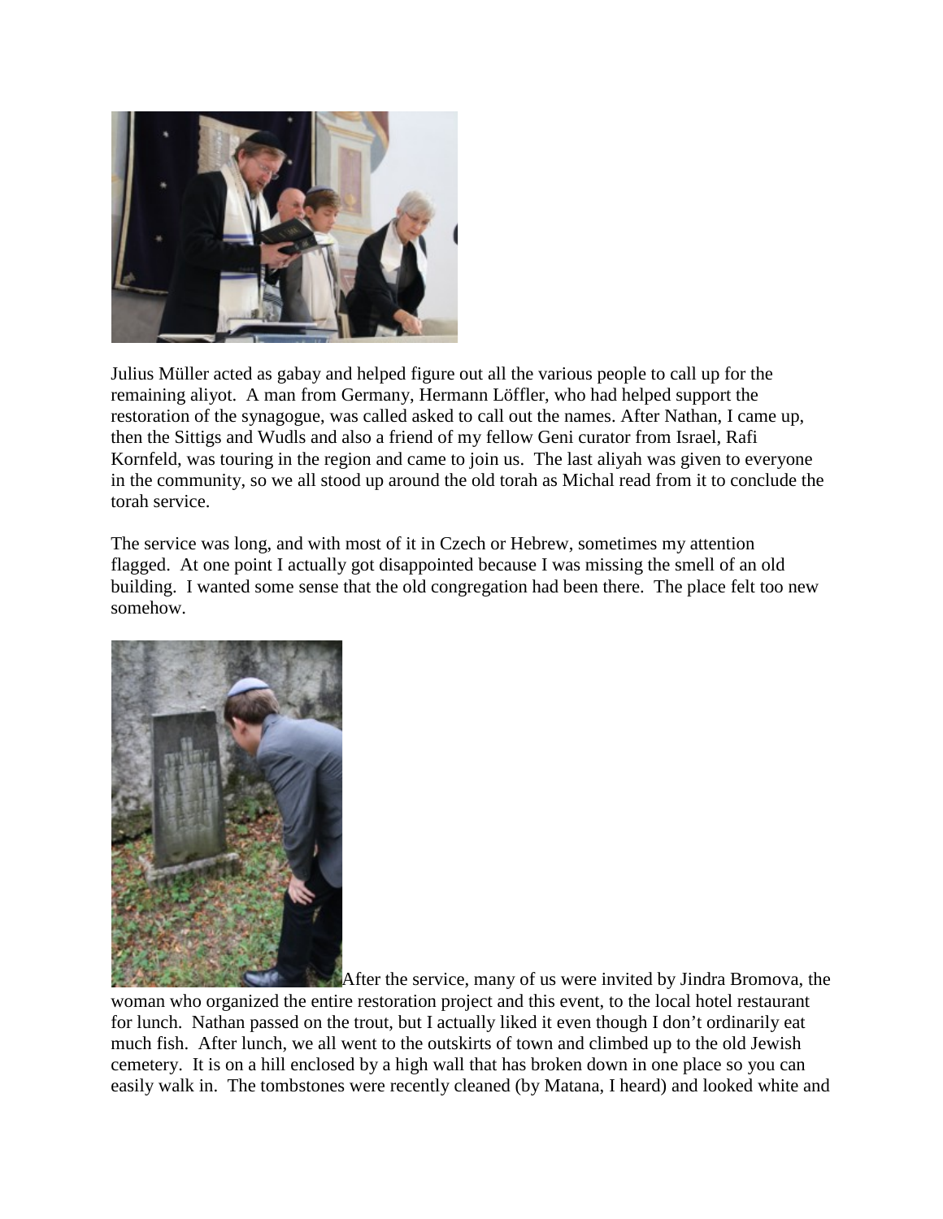Julius Müller acted as gabay and helped figure out all the various people to call up for the remaining aliyot. A man from Germany, Hermann Löffler, who had helped support the restoration of the synagogue, was called asked to call out the names. After Nathan, I came up, then the Sittigs and Wudls and also a friend of my fellow Geni curator from Israel, Rafi Kornfeld, was touring in the region and came to join us. The last aliyah was given to everyone in the community, so we all stood up around the old torah as Michal read from it to conclude the torah service.

The service was long, and with most of it in Czech or Hebrew, sometimes my attention flagged. At one point I actually got disappointed because I was missing the smell of an old building. I wanted some sense that the old congregation had been there. The place felt too new somehow.

After the service, many of us were invited by Jindra Bromova, the woman who organized the entire restoration project and this event, to the local hotel restaurant for lunch. Nathan passed on the trout, but I actually liked it even though I don't ordinarily eat much fish. After lunch, we all went to the outskirts of town and climbed up to the old Jewish cemetery. It is on a hill enclosed by a high wall that has broken down in one place so you can easily walk in. The tombstones were recently cleaned (by Matana, I heard) and looked white and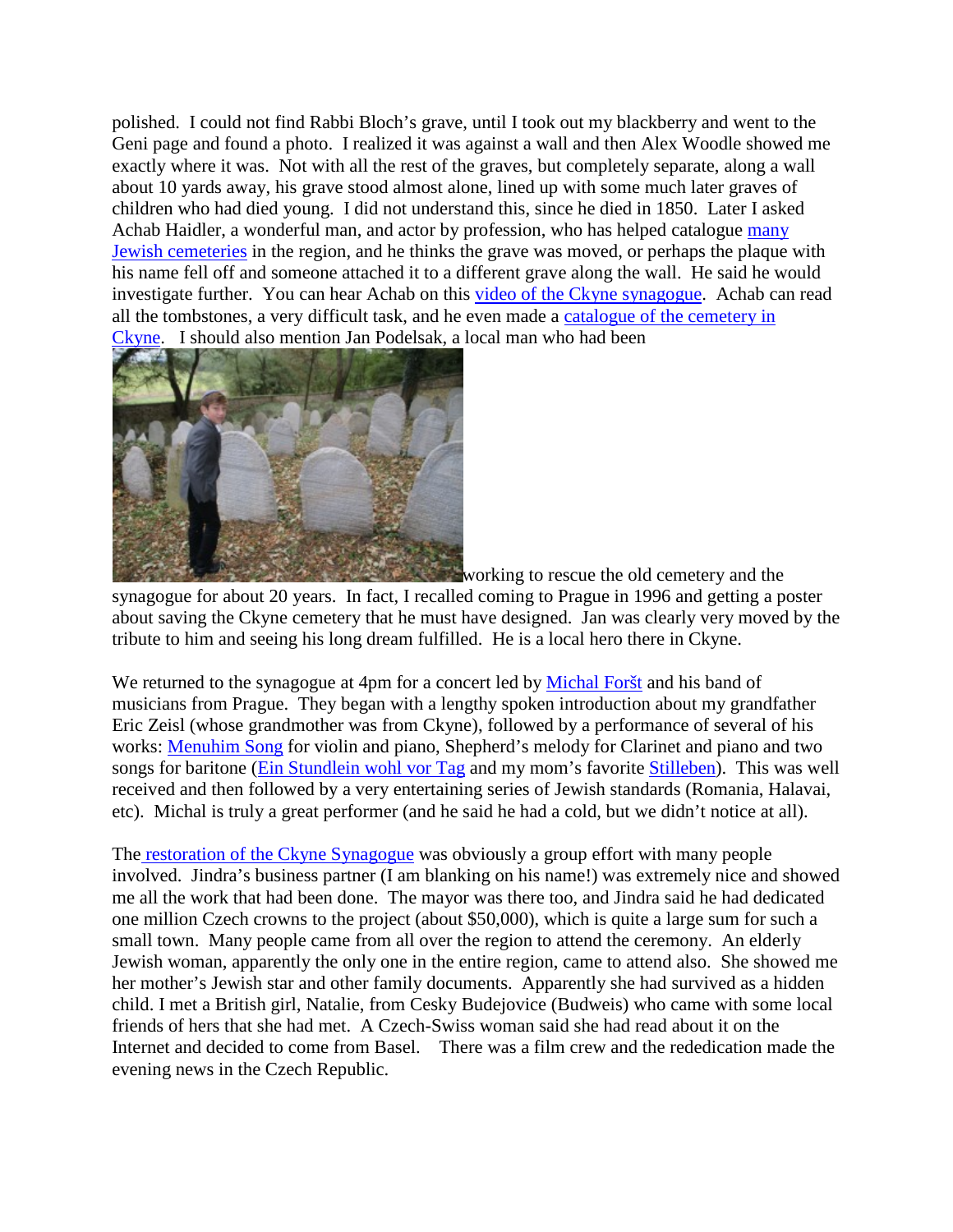polished. I could not find Rabbi Bloch's grave, until I took out my blackberry and went to the Geni page and found a photo. I realized it was against a wall and then Alex Woodle showed me exactly where it was. Not with all the rest of the graves, but completely separate, along a wall about 10 yards away, his grave stood almost alone, lined up with some much later graves of children who had died young. I did not understand this, since he died in 1850. Later I asked Achab Haidler, a wonderful man, and actor by profession, who has helped catalogue many Jewish cemeteries in the region, and he thinks the grave was moved, or perhaps the plaque with his name fell off and someone attached it to a different grave along the wall. He said he would investigate further. You can hear Achab on this video of the Ckyne synagogue. Achab can read all the tombstones, a very difficult task, and he even made a catalogue of the cemetery in Ckyne. I should also mention Jan Podelsak, a local man who had been working to rescue the old cemetery and the synagogue for about 20 years. In fact, I recalled coming to Prague in 1996 and getting a poster about saving the Ckyne cemetery that he must have designed. Jan was clearly very moved by the tribute to him and seeing his long dream fulfilled. He is a local hero there in Ckyne.

We returned to the synagogue at 4pm for a concert led by Michal Foršt and his band of musicians from Prague. They began with a lengthy spoken introduction about my grandfather Eric Zeisl (whose grandmother was from Ckyne), followed by a performance of several of his works: Menuhim Song for violin and piano, Shepherd's melody for Clarinet and piano and two songs for baritone (Ein Stundlein wohl vor Tag and my mom's favorite Stilleben). This was well received and then followed by a very entertaining series of Jewish standards (Romania, Halavai, etc). Michal is truly a great performer (and he said he had a cold, but we didn't notice at all).

The restoration of the Ckyne Synagogue was obviously a group effort with many people involved. Jindra's business partner (I am blanking on his name!) was extremely nice and showed me all the work that had been done. The mayor was there too, and Jindra said he had dedicated one million Czech crowns to the project (about $50,000), which is quite a large sum for such a small town. Many people came from all over the region to attend the ceremony. An elderly Jewish woman, apparently the only one in the entire region, came to attend also. She showed me her mother's Jewish star and other family documents. Apparently she had survived as a hidden child. I met a British girl, Natalie, from Cesky Budejovice (Budweis) who came with some local friends of hers that she had met. A Czech-Swiss woman said she had read about it on the Internet and decided to come from Basel. There was a film crew and the rededication made the evening news in the Czech Republic.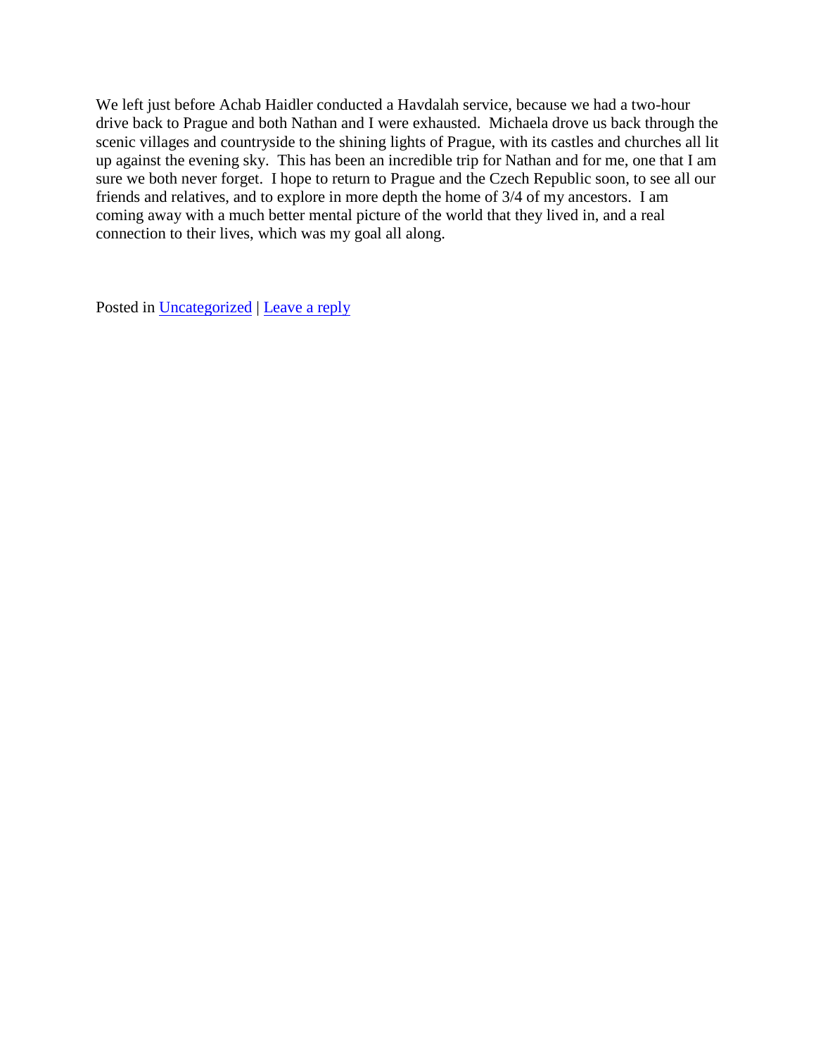We left just before Achab Haidler conducted a Havdalah service, because we had a two-hour drive back to Prague and both Nathan and I were exhausted. Michaela drove us back through the scenic villages and countryside to the shining lights of Prague, with its castles and churches all lit up against the evening sky. This has been an incredible trip for Nathan and for me, one that I am sure we both never forget. I hope to return to Prague and the Czech Republic soon, to see all our friends and relatives, and to explore in more depth the home of 3/4 of my ancestors. I am coming away with a much better mental picture of the world that they lived in, and a real connection to their lives, which was my goal all along.

Posted in Uncategorized | Leave a reply